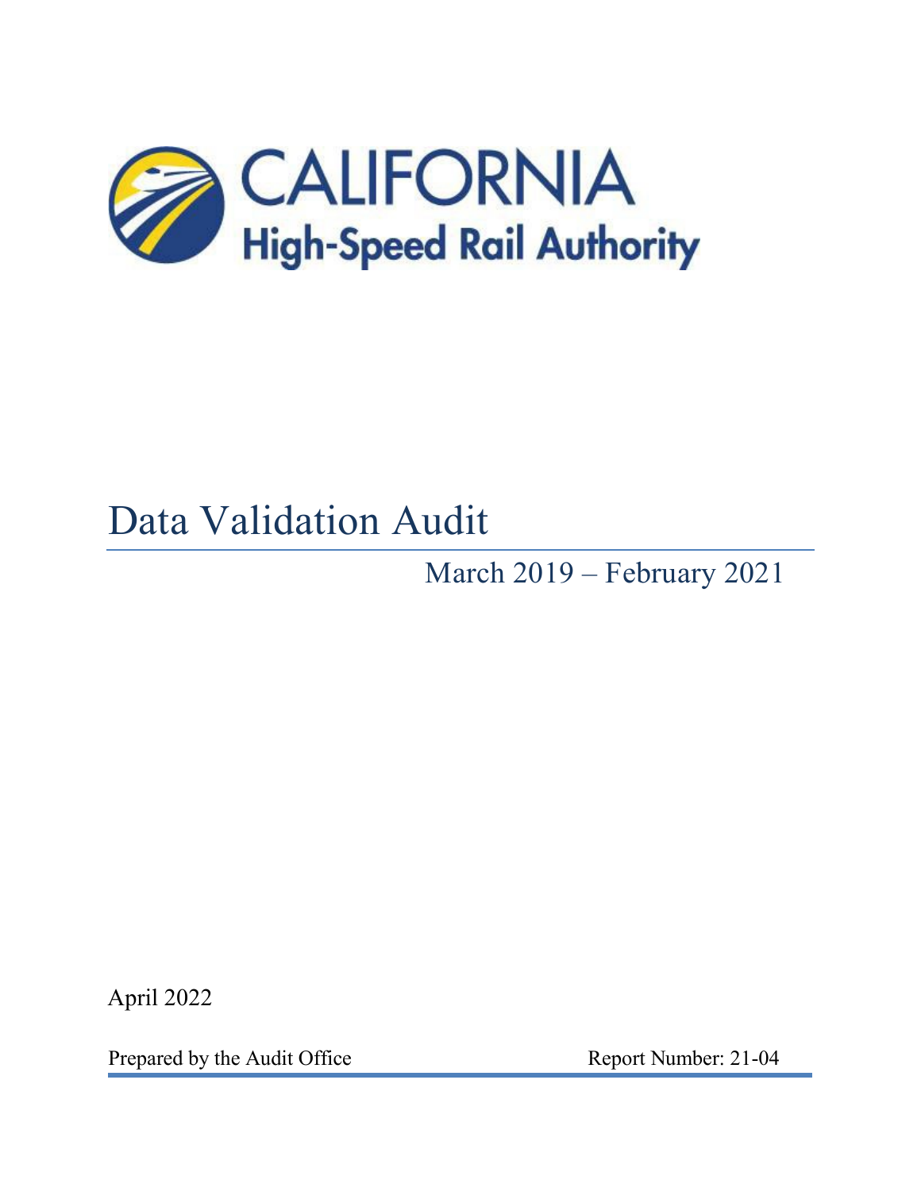CALIFORNIA

High-Speed Rail Authority

# Data Validation Audit

March 2019 – February 2021

April 2022

Prepared by the Audit Office

Report Number: 21-04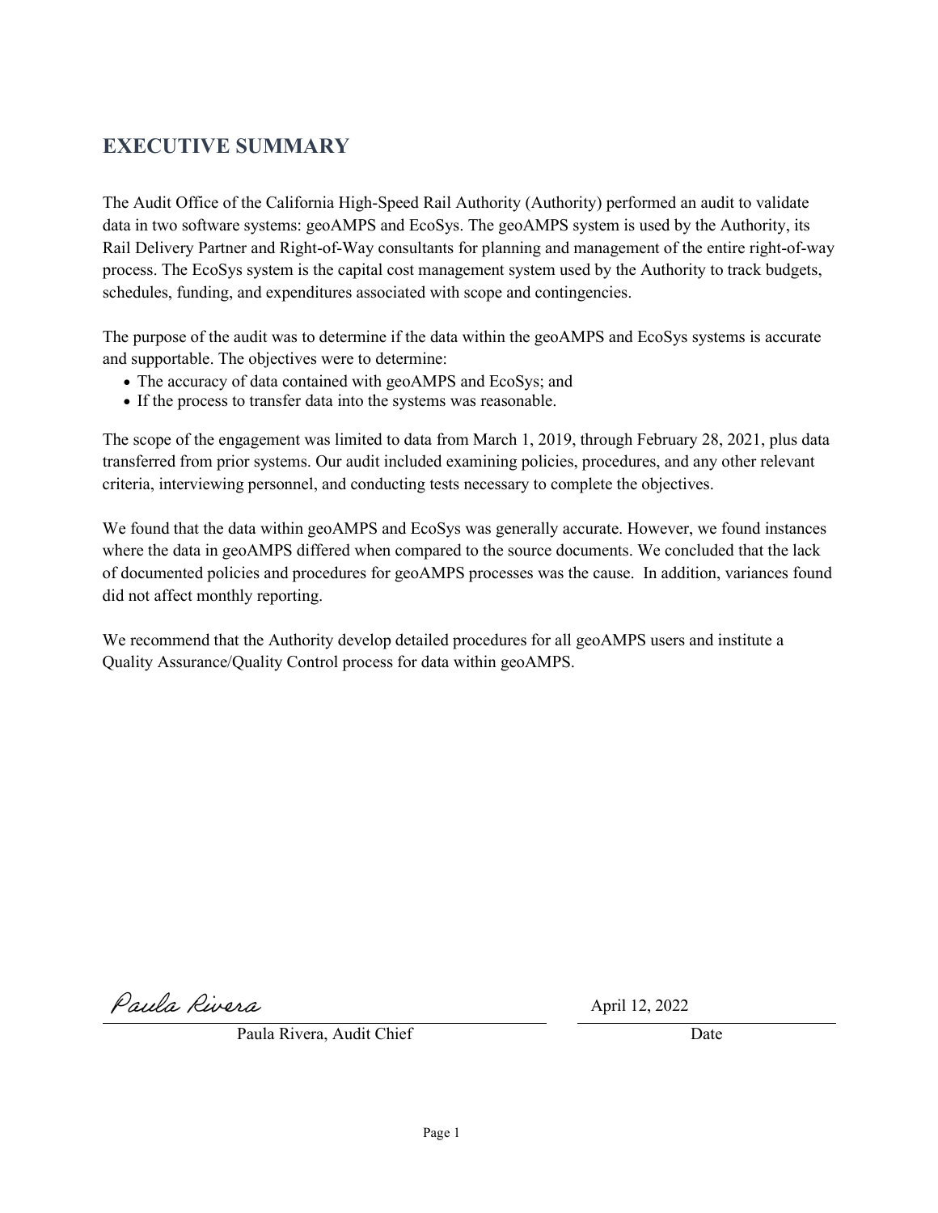## EXECUTIVE SUMMARY

The Audit Office of the California High-Speed Rail Authority (Authority) performed an audit to validate data in two software systems: geoAMPS and EcoSys. The geoAMPS system is used by the Authority, its Rail Delivery Partner and Right-of-Way consultants for planning and management of the entire right-of-way process. The EcoSys system is the capital cost management system used by the Authority to track budgets, schedules, funding, and expenditures associated with scope and contingencies.

The purpose of the audit was to determine if the data within the geoAMPS and EcoSys systems is accurate and supportable. The objectives were to determine:

- The accuracy of data contained with geoAMPS and EcoSys; and
- If the process to transfer data into the systems was reasonable.

The scope of the engagement was limited to data from March 1, 2019, through February 28, 2021, plus data transferred from prior systems. Our audit included examining policies, procedures, and any other relevant criteria, interviewing personnel, and conducting tests necessary to complete the objectives.

We found that the data within geoAMPS and EcoSys was generally accurate. However, we found instances where the data in geoAMPS differed when compared to the source documents. We concluded that the lack of documented policies and procedures for geoAMPS processes was the cause. In addition, variances found did not affect monthly reporting.

We recommend that the Authority develop detailed procedures for all geoAMPS users and institute a Quality Assurance/Quality Control process for data within geoAMPS.

Paula Rivera

Paula Rivera, Audit Chief

April 12, 2022

Date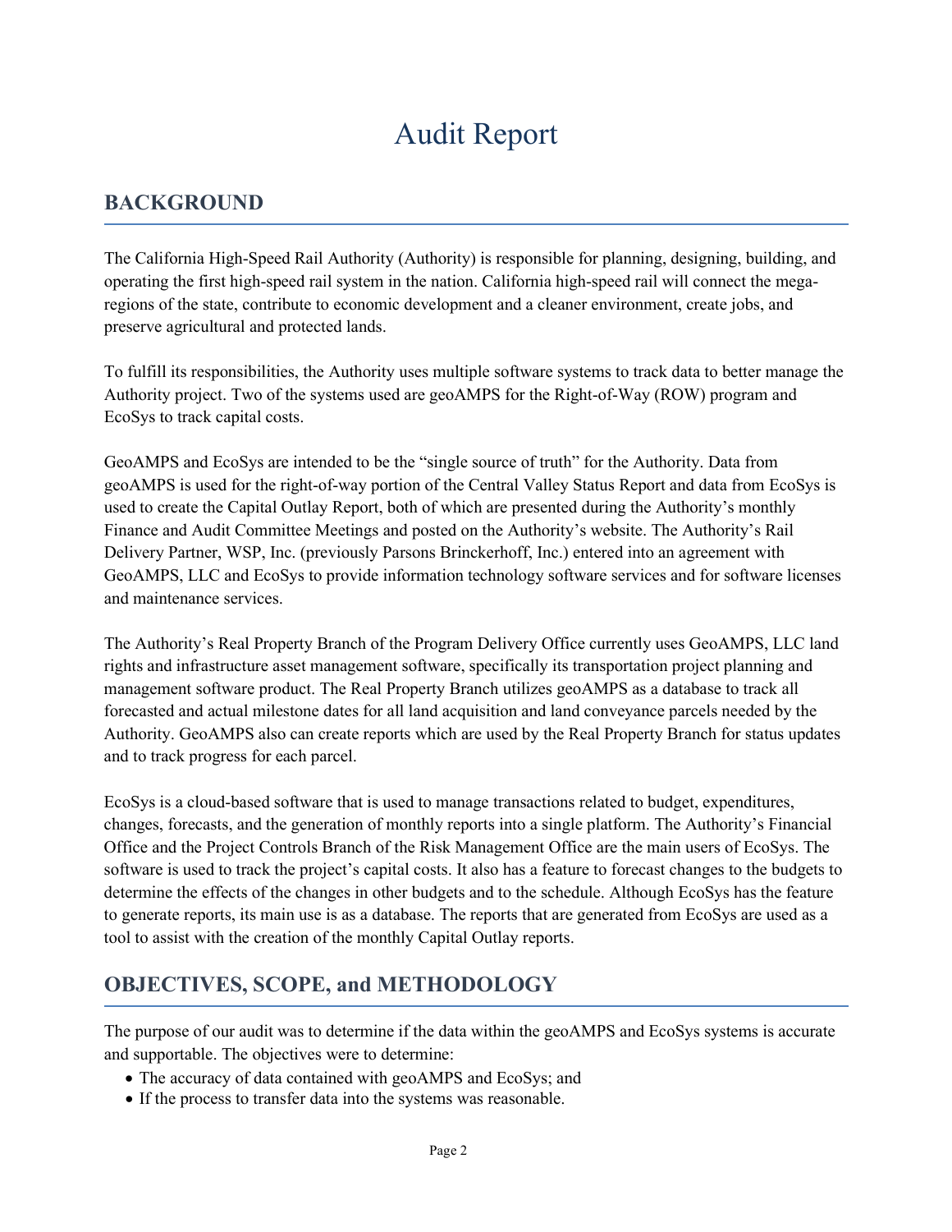# Audit Report

## BACKGROUND

The California High-Speed Rail Authority (Authority) is responsible for planning, designing, building, and operating the first high-speed rail system in the nation. California high-speed rail will connect the mega-regions of the state, contribute to economic development and a cleaner environment, create jobs, and preserve agricultural and protected lands.

To fulfill its responsibilities, the Authority uses multiple software systems to track data to better manage the Authority project. Two of the systems used are geoAMPS for the Right-of-Way (ROW) program and EcoSys to track capital costs.

GeoAMPS and EcoSys are intended to be the "single source of truth" for the Authority. Data from geoAMPS is used for the right-of-way portion of the Central Valley Status Report and data from EcoSys is used to create the Capital Outlay Report, both of which are presented during the Authority's monthly Finance and Audit Committee Meetings and posted on the Authority's website. The Authority's Rail Delivery Partner, WSP, Inc. (previously Parsons Brinckerhoff, Inc.) entered into an agreement with GeoAMPS, LLC and EcoSys to provide information technology software services and for software licenses and maintenance services.

The Authority's Real Property Branch of the Program Delivery Office currently uses GeoAMPS, LLC land rights and infrastructure asset management software, specifically its transportation project planning and management software product. The Real Property Branch utilizes geoAMPS as a database to track all forecasted and actual milestone dates for all land acquisition and land conveyance parcels needed by the Authority. GeoAMPS also can create reports which are used by the Real Property Branch for status updates and to track progress for each parcel.

EcoSys is a cloud-based software that is used to manage transactions related to budget, expenditures, changes, forecasts, and the generation of monthly reports into a single platform. The Authority's Financial Office and the Project Controls Branch of the Risk Management Office are the main users of EcoSys. The software is used to track the project's capital costs. It also has a feature to forecast changes to the budgets to determine the effects of the changes in other budgets and to the schedule. Although EcoSys has the feature to generate reports, its main use is as a database. The reports that are generated from EcoSys are used as a tool to assist with the creation of the monthly Capital Outlay reports.

## OBJECTIVES, SCOPE, and METHODOLOGY

The purpose of our audit was to determine if the data within the geoAMPS and EcoSys systems is accurate and supportable. The objectives were to determine:

- The accuracy of data contained with geoAMPS and EcoSys; and
- If the process to transfer data into the systems was reasonable.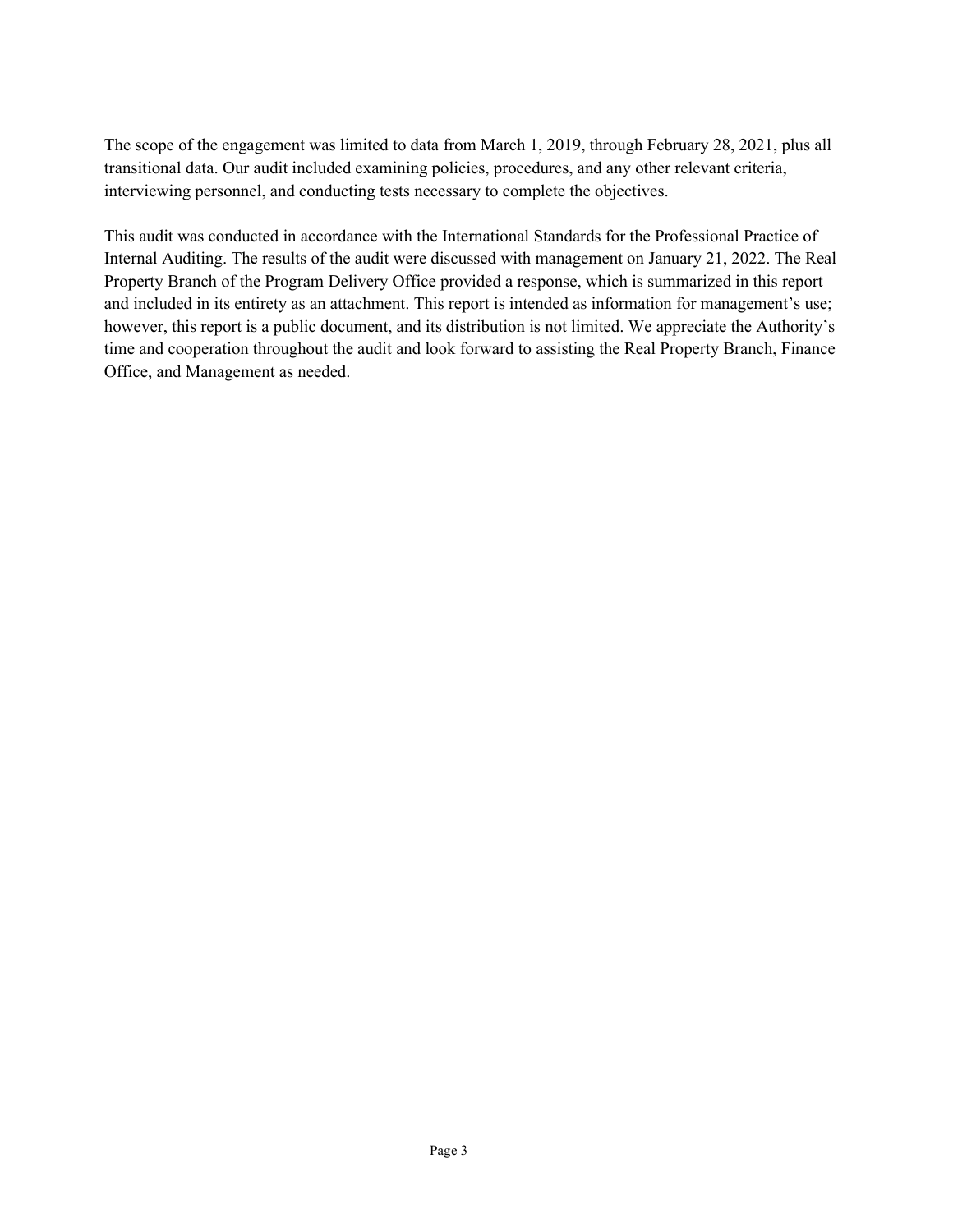The scope of the engagement was limited to data from March 1, 2019, through February 28, 2021, plus all transitional data. Our audit included examining policies, procedures, and any other relevant criteria, interviewing personnel, and conducting tests necessary to complete the objectives.

This audit was conducted in accordance with the International Standards for the Professional Practice of Internal Auditing. The results of the audit were discussed with management on January 21, 2022. The Real Property Branch of the Program Delivery Office provided a response, which is summarized in this report and included in its entirety as an attachment. This report is intended as information for management's use; however, this report is a public document, and its distribution is not limited. We appreciate the Authority's time and cooperation throughout the audit and look forward to assisting the Real Property Branch, Finance Office, and Management as needed.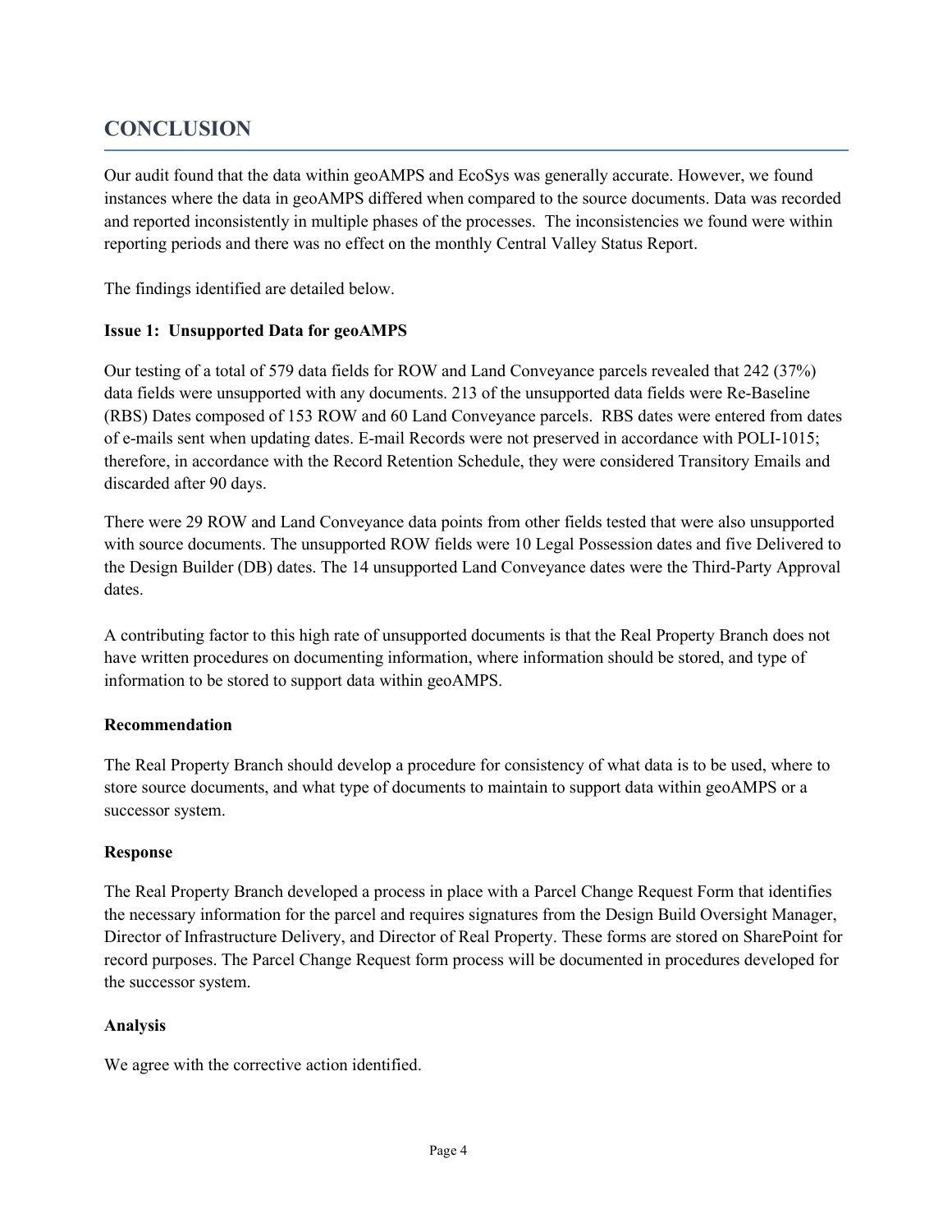## CONCLUSION

Our audit found that the data within geoAMPS and EcoSys was generally accurate. However, we found instances where the data in geoAMPS differed when compared to the source documents. Data was recorded and reported inconsistently in multiple phases of the processes. The inconsistencies we found were within reporting periods and there was no effect on the monthly Central Valley Status Report.

The findings identified are detailed below.

**Issue 1: Unsupported Data for geoAMPS**

Our testing of a total of 579 data fields for ROW and Land Conveyance parcels revealed that 242 (37%) data fields were unsupported with any documents. 213 of the unsupported data fields were Re-Baseline (RBS) Dates composed of 153 ROW and 60 Land Conveyance parcels. RBS dates were entered from dates of e-mails sent when updating dates. E-mail Records were not preserved in accordance with POLI-1015; therefore, in accordance with the Record Retention Schedule, they were considered Transitory Emails and discarded after 90 days.

There were 29 ROW and Land Conveyance data points from other fields tested that were also unsupported with source documents. The unsupported ROW fields were 10 Legal Possession dates and five Delivered to the Design Builder (DB) dates. The 14 unsupported Land Conveyance dates were the Third-Party Approval dates.

A contributing factor to this high rate of unsupported documents is that the Real Property Branch does not have written procedures on documenting information, where information should be stored, and type of information to be stored to support data within geoAMPS.

**Recommendation**

The Real Property Branch should develop a procedure for consistency of what data is to be used, where to store source documents, and what type of documents to maintain to support data within geoAMPS or a successor system.

**Response**

The Real Property Branch developed a process in place with a Parcel Change Request Form that identifies the necessary information for the parcel and requires signatures from the Design Build Oversight Manager, Director of Infrastructure Delivery, and Director of Real Property. These forms are stored on SharePoint for record purposes. The Parcel Change Request form process will be documented in procedures developed for the successor system.

**Analysis**

We agree with the corrective action identified.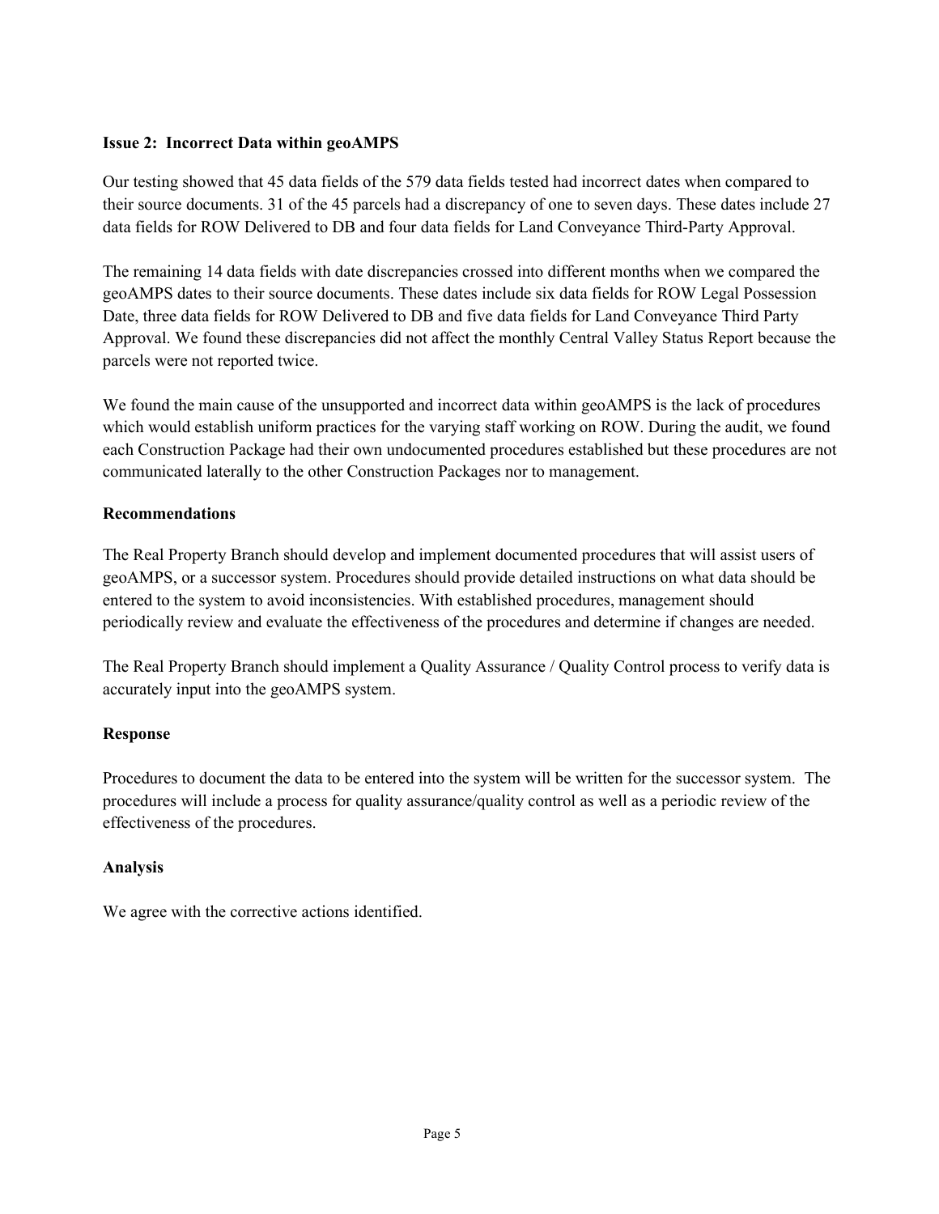**Issue 2: Incorrect Data within geoAMPS**

Our testing showed that 45 data fields of the 579 data fields tested had incorrect dates when compared to their source documents. 31 of the 45 parcels had a discrepancy of one to seven days. These dates include 27 data fields for ROW Delivered to DB and four data fields for Land Conveyance Third-Party Approval.

The remaining 14 data fields with date discrepancies crossed into different months when we compared the geoAMPS dates to their source documents. These dates include six data fields for ROW Legal Possession Date, three data fields for ROW Delivered to DB and five data fields for Land Conveyance Third Party Approval. We found these discrepancies did not affect the monthly Central Valley Status Report because the parcels were not reported twice.

We found the main cause of the unsupported and incorrect data within geoAMPS is the lack of procedures which would establish uniform practices for the varying staff working on ROW. During the audit, we found each Construction Package had their own undocumented procedures established but these procedures are not communicated laterally to the other Construction Packages nor to management.

**Recommendations**

The Real Property Branch should develop and implement documented procedures that will assist users of geoAMPS, or a successor system. Procedures should provide detailed instructions on what data should be entered to the system to avoid inconsistencies. With established procedures, management should periodically review and evaluate the effectiveness of the procedures and determine if changes are needed.

The Real Property Branch should implement a Quality Assurance / Quality Control process to verify data is accurately input into the geoAMPS system.

**Response**

Procedures to document the data to be entered into the system will be written for the successor system. The procedures will include a process for quality assurance/quality control as well as a periodic review of the effectiveness of the procedures.

**Analysis**

We agree with the corrective actions identified.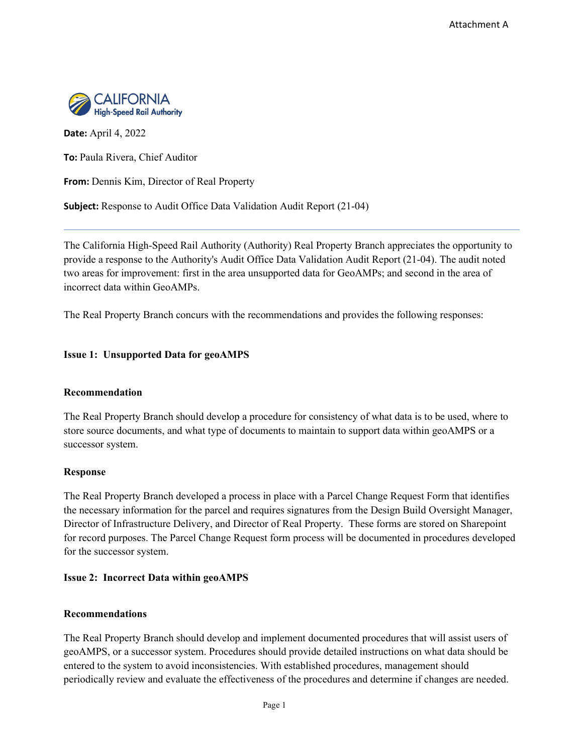Attachment A

CALIFORNIA High-Speed Rail Authority

**Date:** April 4, 2022

**To:** Paula Rivera, Chief Auditor

**From:** Dennis Kim, Director of Real Property

**Subject:** Response to Audit Office Data Validation Audit Report (21-04)

---

The California High-Speed Rail Authority (Authority) Real Property Branch appreciates the opportunity to provide a response to the Authority's Audit Office Data Validation Audit Report (21-04). The audit noted two areas for improvement: first in the area unsupported data for GeoAMPs; and second in the area of incorrect data within GeoAMPs.

The Real Property Branch concurs with the recommendations and provides the following responses:

**Issue 1: Unsupported Data for geoAMPS**

**Recommendation**

The Real Property Branch should develop a procedure for consistency of what data is to be used, where to store source documents, and what type of documents to maintain to support data within geoAMPS or a successor system.

**Response**

The Real Property Branch developed a process in place with a Parcel Change Request Form that identifies the necessary information for the parcel and requires signatures from the Design Build Oversight Manager, Director of Infrastructure Delivery, and Director of Real Property. These forms are stored on Sharepoint for record purposes. The Parcel Change Request form process will be documented in procedures developed for the successor system.

**Issue 2: Incorrect Data within geoAMPS**

**Recommendations**

The Real Property Branch should develop and implement documented procedures that will assist users of geoAMPS, or a successor system. Procedures should provide detailed instructions on what data should be entered to the system to avoid inconsistencies. With established procedures, management should periodically review and evaluate the effectiveness of the procedures and determine if changes are needed.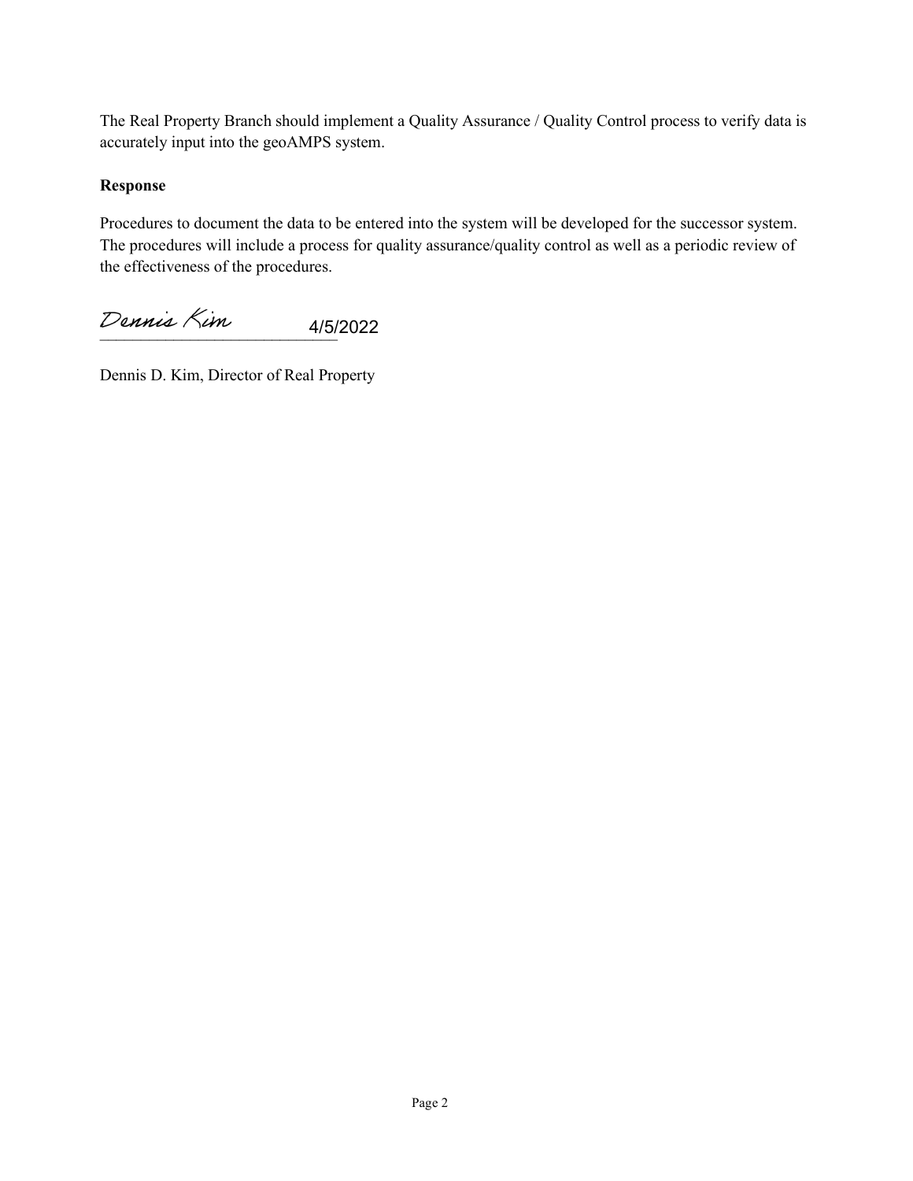The Real Property Branch should implement a Quality Assurance / Quality Control process to verify data is accurately input into the geoAMPS system.

**Response**

Procedures to document the data to be entered into the system will be developed for the successor system. The procedures will include a process for quality assurance/quality control as well as a periodic review of the effectiveness of the procedures.

Dennis Kim 4/5/2022

Dennis D. Kim, Director of Real Property